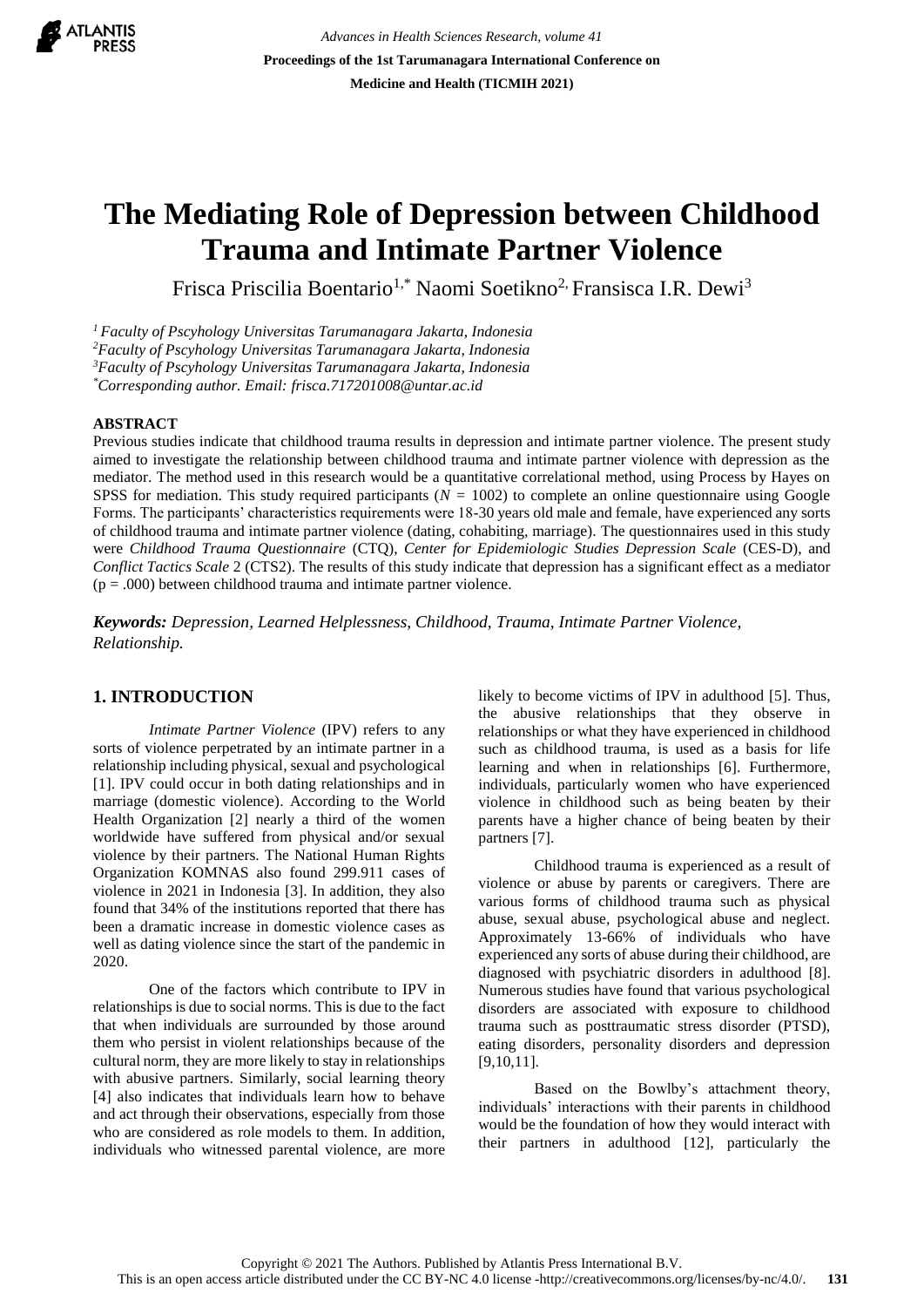# The Mediating Role of Depression between Childhood Trauma and Intimate Partner Violence

Frisca Priscilia Boentario[1,*] Naomi Soetikno[2,] Fransisca I.R. Dewi[3]

*[1] Faculty of Pscyhology Universitas Tarumanagara Jakarta, Indonesia*
*[2]Faculty of Pscyhology Universitas Tarumanagara Jakarta, Indonesia*
*[3]Faculty of Pscyhology Universitas Tarumanagara Jakarta, Indonesia*
*[*]Corresponding author. Email: frisca.717201008@untar.ac.id*

## ABSTRACT

Previous studies indicate that childhood trauma results in depression and intimate partner violence. The present study aimed to investigate the relationship between childhood trauma and intimate partner violence with depression as the mediator. The method used in this research would be a quantitative correlational method, using Process by Hayes on SPSS for mediation. This study required participants ($N$ = 1002) to complete an online questionnaire using Google Forms. The participants' characteristics requirements were 18-30 years old male and female, have experienced any sorts of childhood trauma and intimate partner violence (dating, cohabiting, marriage). The questionnaires used in this study were *Childhood Trauma Questionnaire* (CTQ), *Center for Epidemiologic Studies Depression Scale* (CES-D), and *Conflict Tactics Scale* 2 (CTS2). The results of this study indicate that depression has a significant effect as a mediator ($p$ = .000) between childhood trauma and intimate partner violence.

***Keywords:** Depression, Learned Helplessness, Childhood, Trauma, Intimate Partner Violence, Relationship.*

## 1. INTRODUCTION

*Intimate Partner Violence* (IPV) refers to any sorts of violence perpetrated by an intimate partner in a relationship including physical, sexual and psychological [1]. IPV could occur in both dating relationships and in marriage (domestic violence). According to the World Health Organization [2] nearly a third of the women worldwide have suffered from physical and/or sexual violence by their partners. The National Human Rights Organization KOMNAS also found 299.911 cases of violence in 2021 in Indonesia [3]. In addition, they also found that 34% of the institutions reported that there has been a dramatic increase in domestic violence cases as well as dating violence since the start of the pandemic in 2020.

One of the factors which contribute to IPV in relationships is due to social norms. This is due to the fact that when individuals are surrounded by those around them who persist in violent relationships because of the cultural norm, they are more likely to stay in relationships with abusive partners. Similarly, social learning theory [4] also indicates that individuals learn how to behave and act through their observations, especially from those who are considered as role models to them. In addition, individuals who witnessed parental violence, are more likely to become victims of IPV in adulthood [5]. Thus, the abusive relationships that they observe in relationships or what they have experienced in childhood such as childhood trauma, is used as a basis for life learning and when in relationships [6]. Furthermore, individuals, particularly women who have experienced violence in childhood such as being beaten by their parents have a higher chance of being beaten by their partners [7].

Childhood trauma is experienced as a result of violence or abuse by parents or caregivers. There are various forms of childhood trauma such as physical abuse, sexual abuse, psychological abuse and neglect. Approximately 13-66% of individuals who have experienced any sorts of abuse during their childhood, are diagnosed with psychiatric disorders in adulthood [8]. Numerous studies have found that various psychological disorders are associated with exposure to childhood trauma such as posttraumatic stress disorder (PTSD), eating disorders, personality disorders and depression [9,10,11].

Based on the Bowlby's attachment theory, individuals' interactions with their parents in childhood would be the foundation of how they would interact with their partners in adulthood [12], particularly the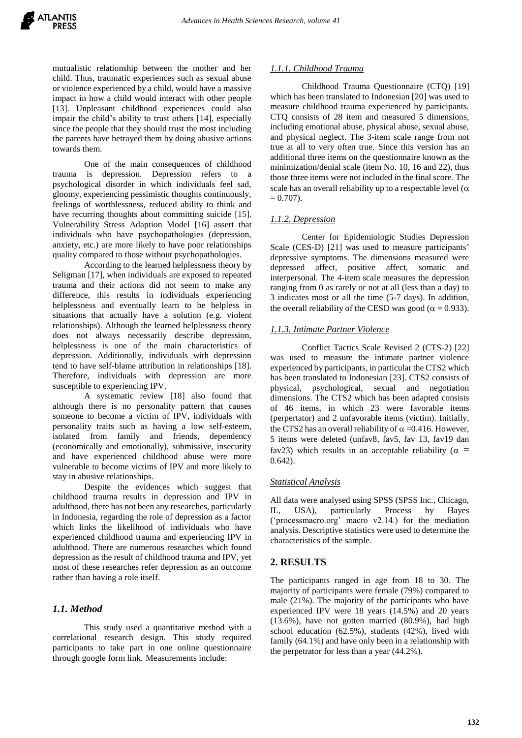mutualistic relationship between the mother and her child. Thus, traumatic experiences such as sexual abuse or violence experienced by a child, would have a massive impact in how a child would interact with other people [13]. Unpleasant childhood experiences could also impair the child's ability to trust others [14], especially since the people that they should trust the most including the parents have betrayed them by doing abusive actions towards them.

One of the main consequences of childhood trauma is depression. Depression refers to a psychological disorder in which individuals feel sad, gloomy, experiencing pessimistic thoughts continuously, feelings of worthlessness, reduced ability to think and have recurring thoughts about committing suicide [15]. Vulnerability Stress Adaption Model [16] assert that individuals who have psychopathologies (depression, anxiety, etc.) are more likely to have poor relationships quality compared to those without psychopathologies.

According to the learned helplessness theory by Seligman [17], when individuals are exposed to repeated trauma and their actions did not seem to make any difference, this results in individuals experiencing helplessness and eventually learn to be helpless in situations that actually have a solution (e.g. violent relationships). Although the learned helplessness theory does not always necessarily describe depression, helplessness is one of the main characteristics of depression. Additionally, individuals with depression tend to have self-blame attribution in relationships [18]. Therefore, individuals with depression are more susceptible to experiencing IPV.

A systematic review [18] also found that although there is no personality pattern that causes someone to become a victim of IPV, individuals with personality traits such as having a low self-esteem, isolated from family and friends, dependency (economically and emotionally), submissive, insecurity and have experienced childhood abuse were more vulnerable to become victims of IPV and more likely to stay in abusive relationships.

Despite the evidences which suggest that childhood trauma results in depression and IPV in adulthood, there has not been any researches, particularly in Indonesia, regarding the role of depression as a factor which links the likelihood of individuals who have experienced childhood trauma and experiencing IPV in adulthood. There are numerous researches which found depression as the result of childhood trauma and IPV, yet most of these researches refer depression as an outcome rather than having a role itself.

### *1.1. Method*

This study used a quantitative method with a correlational research design. This study required participants to take part in one online questionnaire through google form link. Measurements include:

#### *1.1.1. Childhood Trauma*

Childhood Trauma Questionnaire (CTQ) [19] which has been translated to Indonesian [20] was used to measure childhood trauma experienced by participants. CTQ consists of 28 item and measured 5 dimensions, including emotional abuse, physical abuse, sexual abuse, and physical neglect. The 3-item scale range from not true at all to very often true. Since this version has an additional three items on the questionnaire known as the minimization/denial scale (item No. 10, 16 and 22), thus those three items were not included in the final score. The scale has an overall reliability up to a respectable level ($\alpha = 0.707$).

#### *1.1.2. Depression*

Center for Epidemiologic Studies Depression Scale (CES-D) [21] was used to measure participants' depressive symptoms. The dimensions measured were depressed affect, positive affect, somatic and interpersonal. The 4-item scale measures the depression ranging from 0 as rarely or not at all (less than a day) to 3 indicates most or all the time (5-7 days). In addition, the overall reliability of the CESD was good ($\alpha = 0.933$).

#### *1.1.3. Intimate Partner Violence*

Conflict Tactics Scale Revised 2 (CTS-2) [22] was used to measure the intimate partner violence experienced by participants, in particular the CTS2 which has been translated to Indonesian [23]. CTS2 consists of physical, psychological, sexual and negotiation dimensions. The CTS2 which has been adapted consists of 46 items, in which 23 were favorable items (perpertator) and 2 unfavorable items (victim). Initially, the CTS2 has an overall reliability of $\alpha = 0.416$. However, 5 items were deleted (unfav8, fav5, fav 13, fav19 dan fav23) which results in an acceptable reliability ($\alpha = 0.642$).

#### *Statistical Analysis*

All data were analysed using SPSS (SPSS Inc., Chicago, IL, USA), particularly Process by Hayes ('processmacro.org' macro v2.14.) for the mediation analysis. Descriptive statistics were used to determine the characteristics of the sample.

## 2. RESULTS

The participants ranged in age from 18 to 30. The majority of participants were female (79%) compared to male (21%). The majority of the participants who have experienced IPV were 18 years (14.5%) and 20 years (13.6%), have not gotten married (80.9%), had high school education (62.5%), students (42%), lived with family (64.1%) and have only been in a relationship with the perpetrator for less than a year (44.2%).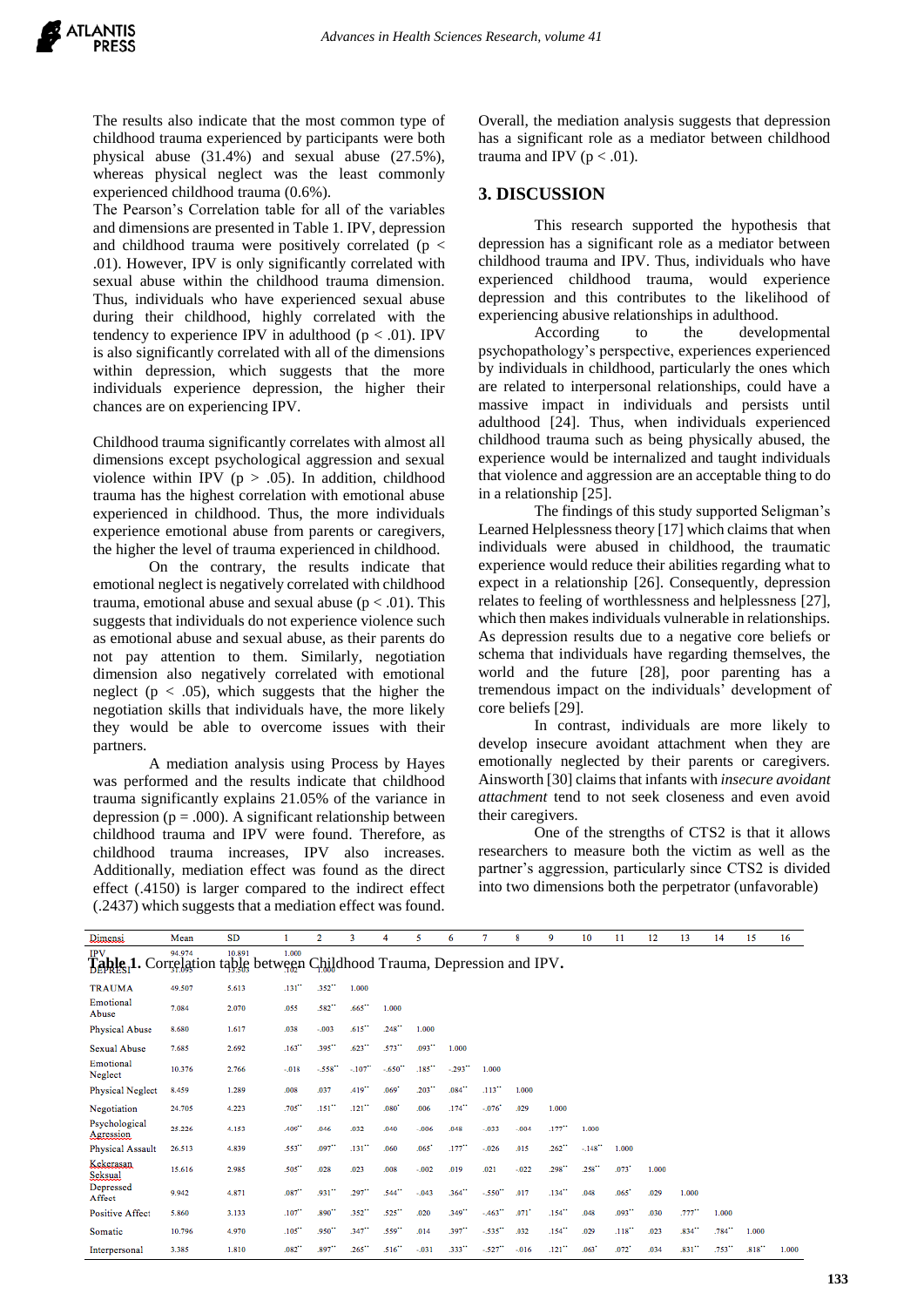The results also indicate that the most common type of childhood trauma experienced by participants were both physical abuse (31.4%) and sexual abuse (27.5%), whereas physical neglect was the least commonly experienced childhood trauma (0.6%).

The Pearson's Correlation table for all of the variables and dimensions are presented in Table 1. IPV, depression and childhood trauma were positively correlated ($p < .01$). However, IPV is only significantly correlated with sexual abuse within the childhood trauma dimension. Thus, individuals who have experienced sexual abuse during their childhood, highly correlated with the tendency to experience IPV in adulthood ($p < .01$). IPV is also significantly correlated with all of the dimensions within depression, which suggests that the more individuals experience depression, the higher their chances are on experiencing IPV.

Childhood trauma significantly correlates with almost all dimensions except psychological aggression and sexual violence within IPV ($p > .05$). In addition, childhood trauma has the highest correlation with emotional abuse experienced in childhood. Thus, the more individuals experience emotional abuse from parents or caregivers, the higher the level of trauma experienced in childhood.

On the contrary, the results indicate that emotional neglect is negatively correlated with childhood trauma, emotional abuse and sexual abuse ($p < .01$). This suggests that individuals do not experience violence such as emotional abuse and sexual abuse, as their parents do not pay attention to them. Similarly, negotiation dimension also negatively correlated with emotional neglect ($p < .05$), which suggests that the higher the negotiation skills that individuals have, the more likely they would be able to overcome issues with their partners.

A mediation analysis using Process by Hayes was performed and the results indicate that childhood trauma significantly explains 21.05% of the variance in depression ($p = .000$). A significant relationship between childhood trauma and IPV were found. Therefore, as childhood trauma increases, IPV also increases. Additionally, mediation effect was found as the direct effect (.4150) is larger compared to the indirect effect (.2437) which suggests that a mediation effect was found.

Overall, the mediation analysis suggests that depression has a significant role as a mediator between childhood trauma and IPV ($p < .01$).

## 3. DISCUSSION

This research supported the hypothesis that depression has a significant role as a mediator between childhood trauma and IPV. Thus, individuals who have experienced childhood trauma, would experience depression and this contributes to the likelihood of experiencing abusive relationships in adulthood.

According to the developmental psychopathology's perspective, experiences experienced by individuals in childhood, particularly the ones which are related to interpersonal relationships, could have a massive impact in individuals and persists until adulthood [24]. Thus, when individuals experienced childhood trauma such as being physically abused, the experience would be internalized and taught individuals that violence and aggression are an acceptable thing to do in a relationship [25].

The findings of this study supported Seligman's Learned Helplessness theory [17] which claims that when individuals were abused in childhood, the traumatic experience would reduce their abilities regarding what to expect in a relationship [26]. Consequently, depression relates to feeling of worthlessness and helplessness [27], which then makes individuals vulnerable in relationships. As depression results due to a negative core beliefs or schema that individuals have regarding themselves, the world and the future [28], poor parenting has a tremendous impact on the individuals' development of core beliefs [29].

In contrast, individuals are more likely to develop insecure avoidant attachment when they are emotionally neglected by their parents or caregivers. Ainsworth [30] claims that infants with *insecure avoidant attachment* tend to not seek closeness and even avoid their caregivers.

One of the strengths of CTS2 is that it allows researchers to measure both the victim as well as the partner's aggression, particularly since CTS2 is divided into two dimensions both the perpetrator (unfavorable)

**Table 1.** Correlation table between Childhood Trauma, Depression and IPV.

| Dimensi | Mean | SD | 1 | 2 | 3 | 4 | 5 | 6 | 7 | 8 | 9 | 10 | 11 | 12 | 13 | 14 | 15 | 16 |
|---|---|---|---|---|---|---|---|---|---|---|---|---|---|---|---|---|---|---|
| IPV | 94.974 | 10.891 | 1.000 | | | | | | | | | | | | | | | |
| DEPRESI | 31.095 | 13.503 | .102** | 1.000 | | | | | | | | | | | | | | |
| TRAUMA | 49.507 | 5.613 | .131** | .352** | 1.000 | | | | | | | | | | | | | |
| Emotional Abuse | 7.084 | 2.070 | .055 | .582** | .665** | 1.000 | | | | | | | | | | | | |
| Physical Abuse | 8.680 | 1.617 | .038 | -.003 | .615** | .248** | 1.000 | | | | | | | | | | | |
| Sexual Abuse | 7.685 | 2.692 | .163** | .395** | .623** | .573** | .093** | 1.000 | | | | | | | | | | |
| Emotional Neglect | 10.376 | 2.766 | -.018 | -.558** | -.107** | -.650** | .185** | -.293** | 1.000 | | | | | | | | | |
| Physical Neglect | 8.459 | 1.289 | .008 | .037 | .419** | .069* | .203** | .084** | .113** | 1.000 | | | | | | | | |
| Negotiation | 24.705 | 4.223 | .705** | .151** | .121** | .080* | .006 | .174** | -.076* | .029 | 1.000 | | | | | | | |
| Psychological Agression | 25.226 | 4.153 | .406** | .046 | .032 | .040 | -.006 | .048 | -.033 | -.004 | .177** | 1.000 | | | | | | |
| Physical Assault | 26.513 | 4.839 | .553** | .097** | .131** | .060 | .065* | .177** | -.026 | .015 | .262** | -.148** | 1.000 | | | | | |
| Kekerasan Seksual | 15.616 | 2.985 | .505** | .028 | .023 | .008 | -.002 | .019 | .021 | -.022 | .298** | .258** | .073* | 1.000 | | | | |
| Depressed Affect | 9.942 | 4.871 | .087** | .931** | .297** | .544** | -.043 | .364** | -.550** | .017 | .134** | .048 | .065* | .029 | 1.000 | | | |
| Positive Affect | 5.860 | 3.133 | .107** | .890** | .352** | .525** | .020 | .349** | -.463** | .071* | .154** | .048 | .093** | .030 | .777** | 1.000 | | |
| Somatic | 10.796 | 4.970 | .105** | .950** | .347** | .559** | .014 | .397** | -.535** | .032 | .154** | .029 | .118** | .023 | .834** | .784** | 1.000 | |
| Interpersonal | 3.385 | 1.810 | .082** | .897** | .265** | .516** | -.031 | .333** | -.527** | -.016 | .121** | .063* | .072* | .034 | .831** | .753** | .818** | 1.000 |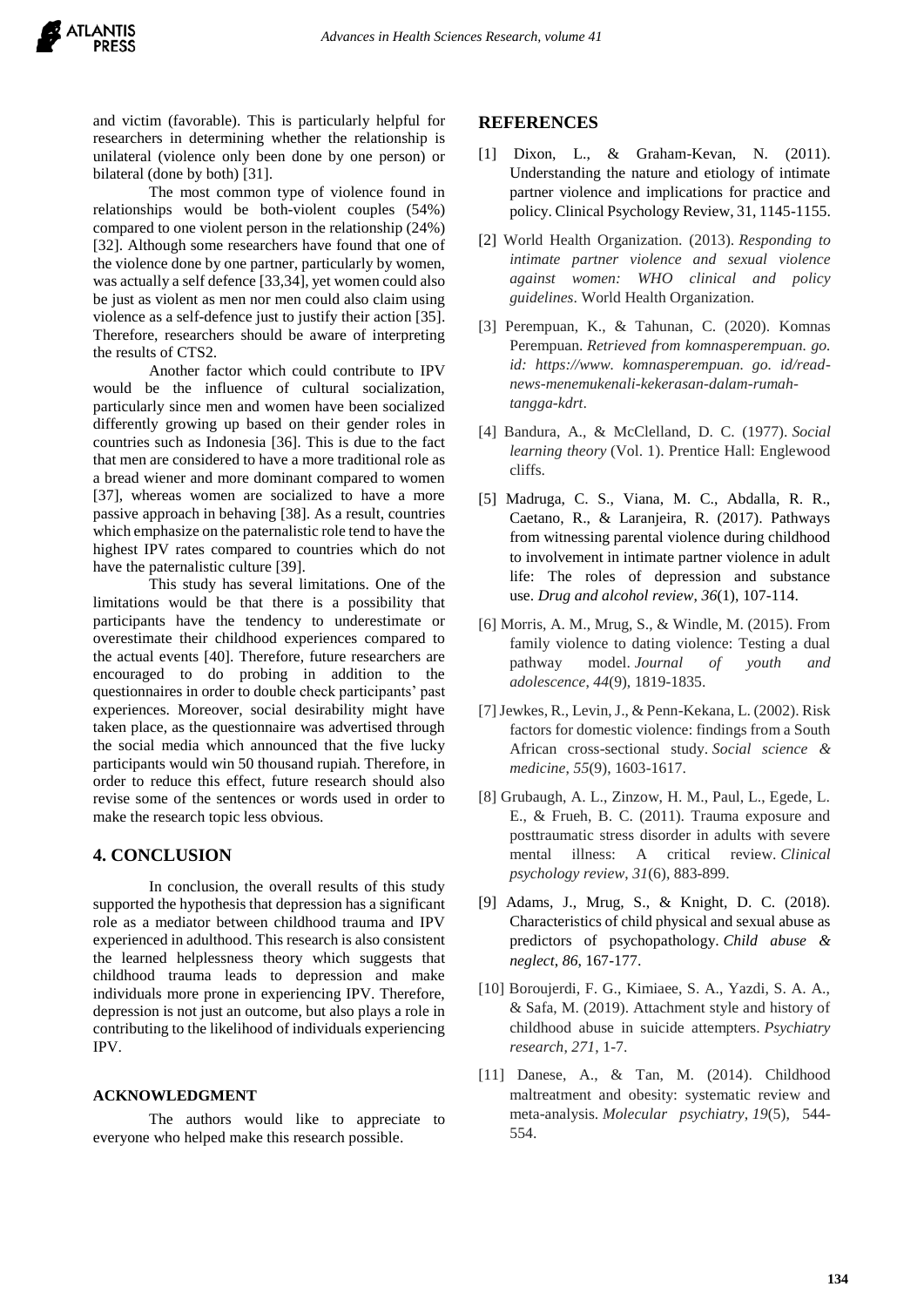and victim (favorable). This is particularly helpful for researchers in determining whether the relationship is unilateral (violence only been done by one person) or bilateral (done by both) [31].

The most common type of violence found in relationships would be both-violent couples (54%) compared to one violent person in the relationship (24%) [32]. Although some researchers have found that one of the violence done by one partner, particularly by women, was actually a self defence [33,34], yet women could also be just as violent as men nor men could also claim using violence as a self-defence just to justify their action [35]. Therefore, researchers should be aware of interpreting the results of CTS2.

Another factor which could contribute to IPV would be the influence of cultural socialization, particularly since men and women have been socialized differently growing up based on their gender roles in countries such as Indonesia [36]. This is due to the fact that men are considered to have a more traditional role as a bread wiener and more dominant compared to women [37], whereas women are socialized to have a more passive approach in behaving [38]. As a result, countries which emphasize on the paternalistic role tend to have the highest IPV rates compared to countries which do not have the paternalistic culture [39].

This study has several limitations. One of the limitations would be that there is a possibility that participants have the tendency to underestimate or overestimate their childhood experiences compared to the actual events [40]. Therefore, future researchers are encouraged to do probing in addition to the questionnaires in order to double check participants' past experiences. Moreover, social desirability might have taken place, as the questionnaire was advertised through the social media which announced that the five lucky participants would win 50 thousand rupiah. Therefore, in order to reduce this effect, future research should also revise some of the sentences or words used in order to make the research topic less obvious.

## 4. CONCLUSION

In conclusion, the overall results of this study supported the hypothesis that depression has a significant role as a mediator between childhood trauma and IPV experienced in adulthood. This research is also consistent the learned helplessness theory which suggests that childhood trauma leads to depression and make individuals more prone in experiencing IPV. Therefore, depression is not just an outcome, but also plays a role in contributing to the likelihood of individuals experiencing IPV.

### ACKNOWLEDGMENT

The authors would like to appreciate to everyone who helped make this research possible.

## REFERENCES

[1] Dixon, L., & Graham-Kevan, N. (2011). Understanding the nature and etiology of intimate partner violence and implications for practice and policy. Clinical Psychology Review, 31, 1145-1155.

[2] World Health Organization. (2013). *Responding to intimate partner violence and sexual violence against women: WHO clinical and policy guidelines*. World Health Organization.

[3] Perempuan, K., & Tahunan, C. (2020). Komnas Perempuan. *Retrieved from komnasperempuan. go. id: https://www. komnasperempuan. go. id/read-news-menemukenali-kekerasan-dalam-rumah-tangga-kdrt*.

[4] Bandura, A., & McClelland, D. C. (1977). *Social learning theory* (Vol. 1). Prentice Hall: Englewood cliffs.

[5] Madruga, C. S., Viana, M. C., Abdalla, R. R., Caetano, R., & Laranjeira, R. (2017). Pathways from witnessing parental violence during childhood to involvement in intimate partner violence in adult life: The roles of depression and substance use. *Drug and alcohol review*, *36*(1), 107-114.

[6] Morris, A. M., Mrug, S., & Windle, M. (2015). From family violence to dating violence: Testing a dual pathway model. *Journal of youth and adolescence*, *44*(9), 1819-1835.

[7] Jewkes, R., Levin, J., & Penn-Kekana, L. (2002). Risk factors for domestic violence: findings from a South African cross-sectional study. *Social science & medicine*, *55*(9), 1603-1617.

[8] Grubaugh, A. L., Zinzow, H. M., Paul, L., Egede, L. E., & Frueh, B. C. (2011). Trauma exposure and posttraumatic stress disorder in adults with severe mental illness: A critical review. *Clinical psychology review*, *31*(6), 883-899.

[9] Adams, J., Mrug, S., & Knight, D. C. (2018). Characteristics of child physical and sexual abuse as predictors of psychopathology. *Child abuse & neglect*, *86*, 167-177.

[10] Boroujerdi, F. G., Kimiaee, S. A., Yazdi, S. A. A., & Safa, M. (2019). Attachment style and history of childhood abuse in suicide attempters. *Psychiatry research*, *271*, 1-7.

[11] Danese, A., & Tan, M. (2014). Childhood maltreatment and obesity: systematic review and meta-analysis. *Molecular psychiatry*, *19*(5), 544-554.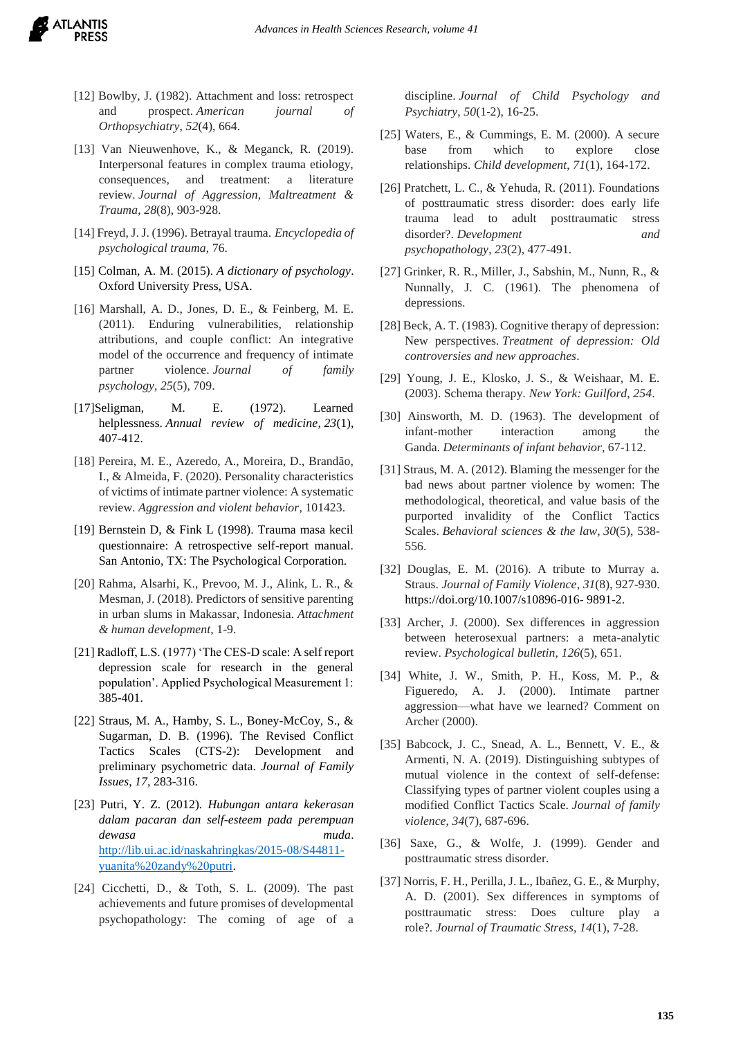[12] Bowlby, J. (1982). Attachment and loss: retrospect and prospect. *American journal of Orthopsychiatry*, *52*(4), 664.

[13] Van Nieuwenhove, K., & Meganck, R. (2019). Interpersonal features in complex trauma etiology, consequences, and treatment: a literature review. *Journal of Aggression, Maltreatment & Trauma*, *28*(8), 903-928.

[14] Freyd, J. J. (1996). Betrayal trauma. *Encyclopedia of psychological trauma*, 76.

[15] Colman, A. M. (2015). *A dictionary of psychology*. Oxford University Press, USA.

[16] Marshall, A. D., Jones, D. E., & Feinberg, M. E. (2011). Enduring vulnerabilities, relationship attributions, and couple conflict: An integrative model of the occurrence and frequency of intimate partner violence. *Journal of family psychology*, *25*(5), 709.

[17]Seligman, M. E. (1972). Learned helplessness. *Annual review of medicine*, *23*(1), 407-412.

[18] Pereira, M. E., Azeredo, A., Moreira, D., Brandão, I., & Almeida, F. (2020). Personality characteristics of victims of intimate partner violence: A systematic review. *Aggression and violent behavior*, 101423.

[19] Bernstein D, & Fink L (1998). Trauma masa kecil questionnaire: A retrospective self-report manual. San Antonio, TX: The Psychological Corporation.

[20] Rahma, Alsarhi, K., Prevoo, M. J., Alink, L. R., & Mesman, J. (2018). Predictors of sensitive parenting in urban slums in Makassar, Indonesia. *Attachment & human development*, 1-9.

[21] Radloff, L.S. (1977) 'The CES-D scale: A self report depression scale for research in the general population'. Applied Psychological Measurement 1: 385-401.

[22] Straus, M. A., Hamby, S. L., Boney-McCoy, S., & Sugarman, D. B. (1996). The Revised Conflict Tactics Scales (CTS-2): Development and preliminary psychometric data. *Journal of Family Issues*, *17*, 283-316.

[23] Putri, Y. Z. (2012). *Hubungan antara kekerasan dalam pacaran dan self-esteem pada perempuan dewasa muda*. http://lib.ui.ac.id/naskahringkas/2015-08/S44811-yuanita%20zandy%20putri.

[24] Cicchetti, D., & Toth, S. L. (2009). The past achievements and future promises of developmental psychopathology: The coming of age of a discipline. *Journal of Child Psychology and Psychiatry*, *50*(1-2), 16-25.

[25] Waters, E., & Cummings, E. M. (2000). A secure base from which to explore close relationships. *Child development*, *71*(1), 164-172.

[26] Pratchett, L. C., & Yehuda, R. (2011). Foundations of posttraumatic stress disorder: does early life trauma lead to adult posttraumatic stress disorder?. *Development and psychopathology*, *23*(2), 477-491.

[27] Grinker, R. R., Miller, J., Sabshin, M., Nunn, R., & Nunnally, J. C. (1961). The phenomena of depressions.

[28] Beck, A. T. (1983). Cognitive therapy of depression: New perspectives. *Treatment of depression: Old controversies and new approaches*.

[29] Young, J. E., Klosko, J. S., & Weishaar, M. E. (2003). Schema therapy. *New York: Guilford*, *254*.

[30] Ainsworth, M. D. (1963). The development of infant-mother interaction among the Ganda. *Determinants of infant behavior*, 67-112.

[31] Straus, M. A. (2012). Blaming the messenger for the bad news about partner violence by women: The methodological, theoretical, and value basis of the purported invalidity of the Conflict Tactics Scales. *Behavioral sciences & the law*, *30*(5), 538-556.

[32] Douglas, E. M. (2016). A tribute to Murray a. Straus. *Journal of Family Violence*, *31*(8), 927-930. https://doi.org/10.1007/s10896-016- 9891-2.

[33] Archer, J. (2000). Sex differences in aggression between heterosexual partners: a meta-analytic review. *Psychological bulletin*, *126*(5), 651.

[34] White, J. W., Smith, P. H., Koss, M. P., & Figueredo, A. J. (2000). Intimate partner aggression—what have we learned? Comment on Archer (2000).

[35] Babcock, J. C., Snead, A. L., Bennett, V. E., & Armenti, N. A. (2019). Distinguishing subtypes of mutual violence in the context of self-defense: Classifying types of partner violent couples using a modified Conflict Tactics Scale. *Journal of family violence*, *34*(7), 687-696.

[36] Saxe, G., & Wolfe, J. (1999). Gender and posttraumatic stress disorder.

[37] Norris, F. H., Perilla, J. L., Ibañez, G. E., & Murphy, A. D. (2001). Sex differences in symptoms of posttraumatic stress: Does culture play a role?. *Journal of Traumatic Stress*, *14*(1), 7-28.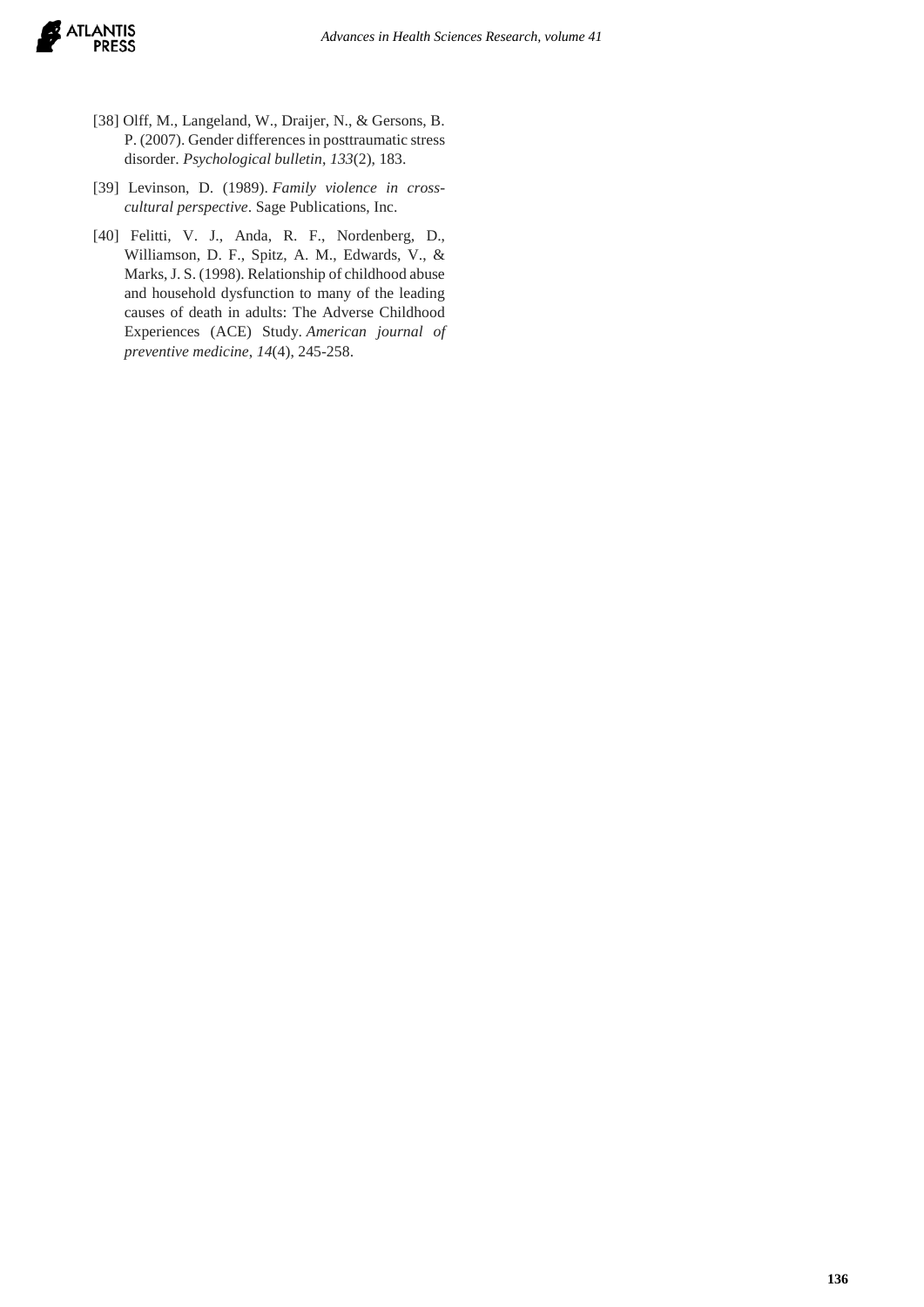[38] Olff, M., Langeland, W., Draijer, N., & Gersons, B. P. (2007). Gender differences in posttraumatic stress disorder. *Psychological bulletin*, *133*(2), 183.

[39] Levinson, D. (1989). *Family violence in cross-cultural perspective*. Sage Publications, Inc.

[40] Felitti, V. J., Anda, R. F., Nordenberg, D., Williamson, D. F., Spitz, A. M., Edwards, V., & Marks, J. S. (1998). Relationship of childhood abuse and household dysfunction to many of the leading causes of death in adults: The Adverse Childhood Experiences (ACE) Study. *American journal of preventive medicine*, *14*(4), 245-258.